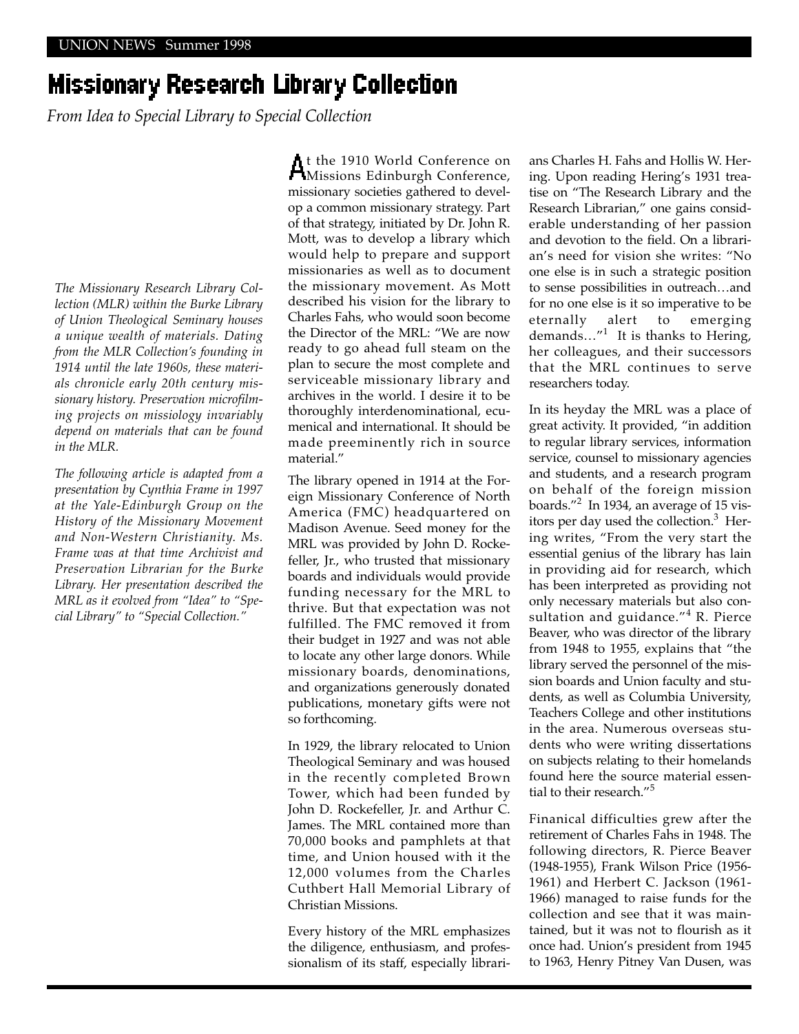# Missionary Research Library Collection

*From Idea to Special Library to Special Collection*

*The Missionary Research Library Collection (MLR) within the Burke Library of Union Theological Seminary houses a unique wealth of materials. Dating from the MLR Collection's founding in 1914 until the late 1960s, these materials chronicle early 20th century missionary history. Preservation microfilming projects on missiology invariably depend on materials that can be found in the MLR.*

*The following article is adapted from a presentation by Cynthia Frame in 1997 at the Yale-Edinburgh Group on the History of the Missionary Movement and Non-Western Christianity. Ms. Frame was at that time Archivist and Preservation Librarian for the Burke Library. Her presentation described the MRL as it evolved from "Idea" to "Special Library" to "Special Collection."*

At the 1910 World Conference on Missions Edinburgh Conference, missionary societies gathered to develop a common missionary strategy. Part of that strategy, initiated by Dr. John R. Mott, was to develop a library which would help to prepare and support missionaries as well as to document the missionary movement. As Mott described his vision for the library to Charles Fahs, who would soon become the Director of the MRL: "We are now ready to go ahead full steam on the plan to secure the most complete and serviceable missionary library and archives in the world. I desire it to be thoroughly interdenominational, ecumenical and international. It should be made preeminently rich in source material."

The library opened in 1914 at the Foreign Missionary Conference of North America (FMC) headquartered on Madison Avenue. Seed money for the MRL was provided by John D. Rockefeller, Jr., who trusted that missionary boards and individuals would provide funding necessary for the MRL to thrive. But that expectation was not fulfilled. The FMC removed it from their budget in 1927 and was not able to locate any other large donors. While missionary boards, denominations, and organizations generously donated publications, monetary gifts were not so forthcoming.

In 1929, the library relocated to Union Theological Seminary and was housed in the recently completed Brown Tower, which had been funded by John D. Rockefeller, Jr. and Arthur C. James. The MRL contained more than 70,000 books and pamphlets at that time, and Union housed with it the 12,000 volumes from the Charles Cuthbert Hall Memorial Library of Christian Missions.

Every history of the MRL emphasizes the diligence, enthusiasm, and professionalism of its staff, especially librarians Charles H. Fahs and Hollis W. Hering. Upon reading Hering's 1931 treatise on "The Research Library and the Research Librarian," one gains considerable understanding of her passion and devotion to the field. On a librarian's need for vision she writes: "No one else is in such a strategic position to sense possibilities in outreach…and for no one else is it so imperative to be eternally alert to emerging demands…"[1] It is thanks to Hering, her colleagues, and their successors that the MRL continues to serve researchers today.

In its heyday the MRL was a place of great activity. It provided, "in addition to regular library services, information service, counsel to missionary agencies and students, and a research program on behalf of the foreign mission boards."[2] In 1934, an average of 15 visitors per day used the collection.[3] Hering writes, "From the very start the essential genius of the library has lain in providing aid for research, which has been interpreted as providing not only necessary materials but also consultation and guidance."[4] R. Pierce Beaver, who was director of the library from 1948 to 1955, explains that "the library served the personnel of the mission boards and Union faculty and students, as well as Columbia University, Teachers College and other institutions in the area. Numerous overseas students who were writing dissertations on subjects relating to their homelands found here the source material essential to their research."[5]

Finanical difficulties grew after the retirement of Charles Fahs in 1948. The following directors, R. Pierce Beaver (1948-1955), Frank Wilson Price (1956-1961) and Herbert C. Jackson (1961-1966) managed to raise funds for the collection and see that it was maintained, but it was not to flourish as it once had. Union's president from 1945 to 1963, Henry Pitney Van Dusen, was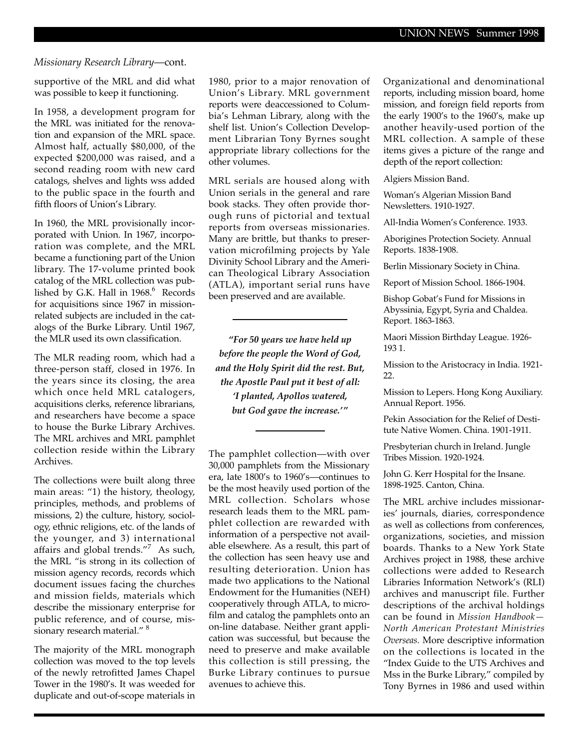*Missionary Research Library*—cont.

supportive of the MRL and did what was possible to keep it functioning.

In 1958, a development program for the MRL was initiated for the renovation and expansion of the MRL space. Almost half, actually $80,000, of the expected $200,000 was raised, and a second reading room with new card catalogs, shelves and lights wss added to the public space in the fourth and fifth floors of Union's Library.

In 1960, the MRL provisionally incorporated with Union. In 1967, incorporation was complete, and the MRL became a functioning part of the Union library. The 17-volume printed book catalog of the MRL collection was published by G.K. Hall in 1968.[6] Records for acquisitions since 1967 in mission-related subjects are included in the catalogs of the Burke Library. Until 1967, the MLR used its own classification.

The MLR reading room, which had a three-person staff, closed in 1976. In the years since its closing, the area which once held MRL catalogers, acquisitions clerks, reference librarians, and researchers have become a space to house the Burke Library Archives. The MRL archives and MRL pamphlet collection reside within the Library Archives.

The collections were built along three main areas: "1) the history, theology, principles, methods, and problems of missions, 2) the culture, history, sociology, ethnic religions, etc. of the lands of the younger, and 3) international affairs and global trends."[7] As such, the MRL "is strong in its collection of mission agency records, records which document issues facing the churches and mission fields, materials which describe the missionary enterprise for public reference, and of course, missionary research material." [8]

The majority of the MRL monograph collection was moved to the top levels of the newly retrofitted James Chapel Tower in the 1980's. It was weeded for duplicate and out-of-scope materials in 1980, prior to a major renovation of Union's Library. MRL government reports were deaccessioned to Columbia's Lehman Library, along with the shelf list. Union's Collection Development Librarian Tony Byrnes sought appropriate library collections for the other volumes.

MRL serials are housed along with Union serials in the general and rare book stacks. They often provide thorough runs of pictorial and textual reports from overseas missionaries. Many are brittle, but thanks to preservation microfilming projects by Yale Divinity School Library and the American Theological Library Association (ATLA), important serial runs have been preserved and are available.

---

***"For 50 years we have held up before the people the Word of God, and the Holy Spirit did the rest. But, the Apostle Paul put it best of all: 'I planted, Apollos watered, but God gave the increase.'"***

---

The pamphlet collection—with over 30,000 pamphlets from the Missionary era, late 1800's to 1960's—continues to be the most heavily used portion of the MRL collection. Scholars whose research leads them to the MRL pamphlet collection are rewarded with information of a perspective not available elsewhere. As a result, this part of the collection has seen heavy use and resulting deterioration. Union has made two applications to the National Endowment for the Humanities (NEH) cooperatively through ATLA, to microfilm and catalog the pamphlets onto an on-line database. Neither grant application was successful, but because the need to preserve and make available this collection is still pressing, the Burke Library continues to pursue avenues to achieve this.

Organizational and denominational reports, including mission board, home mission, and foreign field reports from the early 1900's to the 1960's, make up another heavily-used portion of the MRL collection. A sample of these items gives a picture of the range and depth of the report collection:

Algiers Mission Band.

Woman's Algerian Mission Band Newsletters. 1910-1927.

All-India Women's Conference. 1933.

Aborigines Protection Society. Annual Reports. 1838-1908.

Berlin Missionary Society in China.

Report of Mission School. 1866-1904.

Bishop Gobat's Fund for Missions in Abyssinia, Egypt, Syria and Chaldea. Report. 1863-1863.

Maori Mission Birthday League. 1926-193 1.

Mission to the Aristocracy in India. 1921-22.

Mission to Lepers. Hong Kong Auxiliary. Annual Report. 1956.

Pekin Association for the Relief of Destitute Native Women. China. 1901-1911.

Presbyterian church in Ireland. Jungle Tribes Mission. 1920-1924.

John G. Kerr Hospital for the Insane. 1898-1925. Canton, China.

The MRL archive includes missionaries' journals, diaries, correspondence as well as collections from conferences, organizations, societies, and mission boards. Thanks to a New York State Archives project in 1988, these archive collections were added to Research Libraries Information Network's (RLI) archives and manuscript file. Further descriptions of the archival holdings can be found in *Mission Handbook—North American Protestant Ministries Overseas.* More descriptive information on the collections is located in the "Index Guide to the UTS Archives and Mss in the Burke Library," compiled by Tony Byrnes in 1986 and used within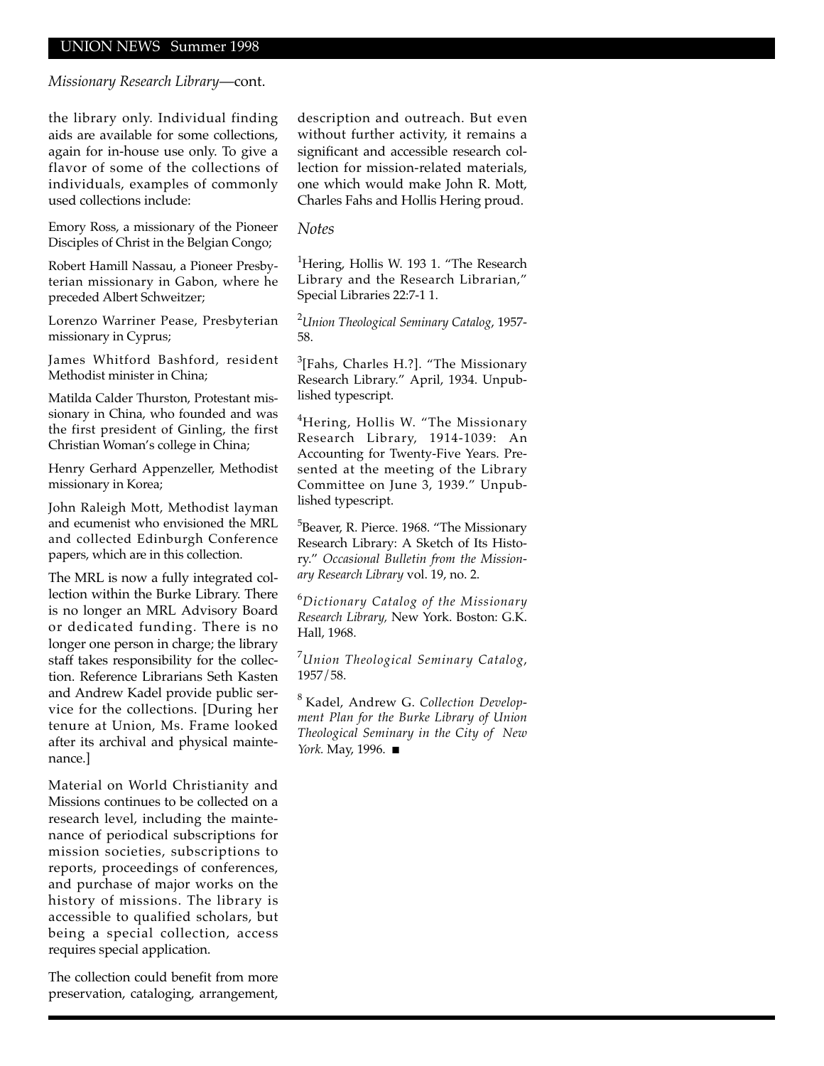*Missionary Research Library*—cont.

the library only. Individual finding aids are available for some collections, again for in-house use only. To give a flavor of some of the collections of individuals, examples of commonly used collections include:

Emory Ross, a missionary of the Pioneer Disciples of Christ in the Belgian Congo;

Robert Hamill Nassau, a Pioneer Presbyterian missionary in Gabon, where he preceded Albert Schweitzer;

Lorenzo Warriner Pease, Presbyterian missionary in Cyprus;

James Whitford Bashford, resident Methodist minister in China;

Matilda Calder Thurston, Protestant missionary in China, who founded and was the first president of Ginling, the first Christian Woman's college in China;

Henry Gerhard Appenzeller, Methodist missionary in Korea;

John Raleigh Mott, Methodist layman and ecumenist who envisioned the MRL and collected Edinburgh Conference papers, which are in this collection.

The MRL is now a fully integrated collection within the Burke Library. There is no longer an MRL Advisory Board or dedicated funding. There is no longer one person in charge; the library staff takes responsibility for the collection. Reference Librarians Seth Kasten and Andrew Kadel provide public service for the collections. [During her tenure at Union, Ms. Frame looked after its archival and physical maintenance.]

Material on World Christianity and Missions continues to be collected on a research level, including the maintenance of periodical subscriptions for mission societies, subscriptions to reports, proceedings of conferences, and purchase of major works on the history of missions. The library is accessible to qualified scholars, but being a special collection, access requires special application.

The collection could benefit from more preservation, cataloging, arrangement, description and outreach. But even without further activity, it remains a significant and accessible research collection for mission-related materials, one which would make John R. Mott, Charles Fahs and Hollis Hering proud.

*Notes*

[1]Hering, Hollis W. 193 1. "The Research Library and the Research Librarian," Special Libraries 22:7-1 1.

[2]*Union Theological Seminary Catalog*, 1957-58.

[3][Fahs, Charles H.?]. "The Missionary Research Library." April, 1934. Unpublished typescript.

[4]Hering, Hollis W. "The Missionary Research Library, 1914-1039: An Accounting for Twenty-Five Years. Presented at the meeting of the Library Committee on June 3, 1939." Unpublished typescript.

[5]Beaver, R. Pierce. 1968. "The Missionary Research Library: A Sketch of Its History." *Occasional Bulletin from the Missionary Research Library* vol. 19, no. 2.

[6]*Dictionary Catalog of the Missionary Research Library,* New York. Boston: G.K. Hall, 1968.

[7]*Union Theological Seminary Catalog*, 1957/58.

[8] Kadel, Andrew G. *Collection Development Plan for the Burke Library of Union Theological Seminary in the City of New York.* May, 1996. ■